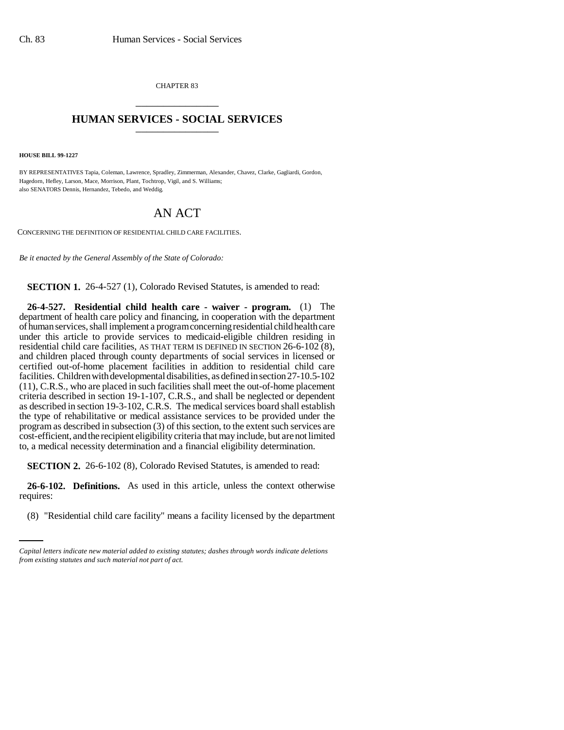CHAPTER 83

# HUMAN SERVICES - SOCIAL SERVICES

**HOUSE BILL 99-1227**

BY REPRESENTATIVES Tapia, Coleman, Lawrence, Spradley, Zimmerman, Alexander, Chavez, Clarke, Gagliardi, Gordon, Hagedorn, Hefley, Larson, Mace, Morrison, Plant, Tochtrop, Vigil, and S. Williams;
also SENATORS Dennis, Hernandez, Tebedo, and Weddig.

# AN ACT

CONCERNING THE DEFINITION OF RESIDENTIAL CHILD CARE FACILITIES.

*Be it enacted by the General Assembly of the State of Colorado:*

**SECTION 1.** 26-4-527 (1), Colorado Revised Statutes, is amended to read:

**26-4-527. Residential child health care - waiver - program.** (1) The department of health care policy and financing, in cooperation with the department of human services, shall implement a program concerning residential child health care under this article to provide services to medicaid-eligible children residing in residential child care facilities, AS THAT TERM IS DEFINED IN SECTION 26-6-102 (8), and children placed through county departments of social services in licensed or certified out-of-home placement facilities in addition to residential child care facilities. Children with developmental disabilities, as defined in section 27-10.5-102 (11), C.R.S., who are placed in such facilities shall meet the out-of-home placement criteria described in section 19-1-107, C.R.S., and shall be neglected or dependent as described in section 19-3-102, C.R.S. The medical services board shall establish the type of rehabilitative or medical assistance services to be provided under the program as described in subsection (3) of this section, to the extent such services are cost-efficient, and the recipient eligibility criteria that may include, but are not limited to, a medical necessity determination and a financial eligibility determination.

**SECTION 2.** 26-6-102 (8), Colorado Revised Statutes, is amended to read:

**26-6-102. Definitions.** As used in this article, unless the context otherwise requires:

(8) "Residential child care facility" means a facility licensed by the department

*Capital letters indicate new material added to existing statutes; dashes through words indicate deletions from existing statutes and such material not part of act.*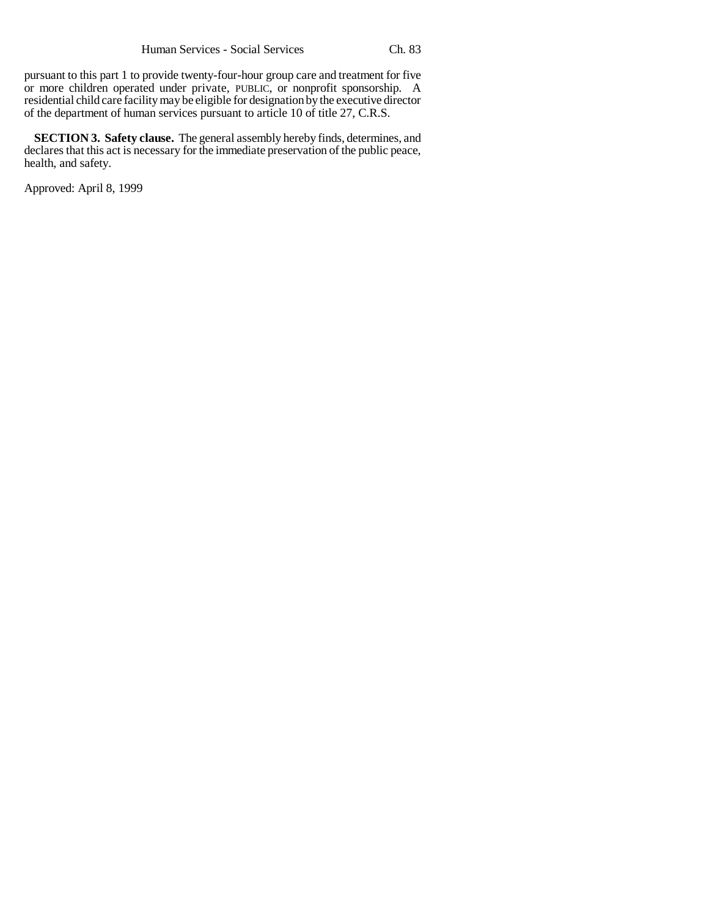pursuant to this part 1 to provide twenty-four-hour group care and treatment for five or more children operated under private, PUBLIC, or nonprofit sponsorship. A residential child care facility may be eligible for designation by the executive director of the department of human services pursuant to article 10 of title 27, C.R.S.

**SECTION 3. Safety clause.** The general assembly hereby finds, determines, and declares that this act is necessary for the immediate preservation of the public peace, health, and safety.

Approved: April 8, 1999